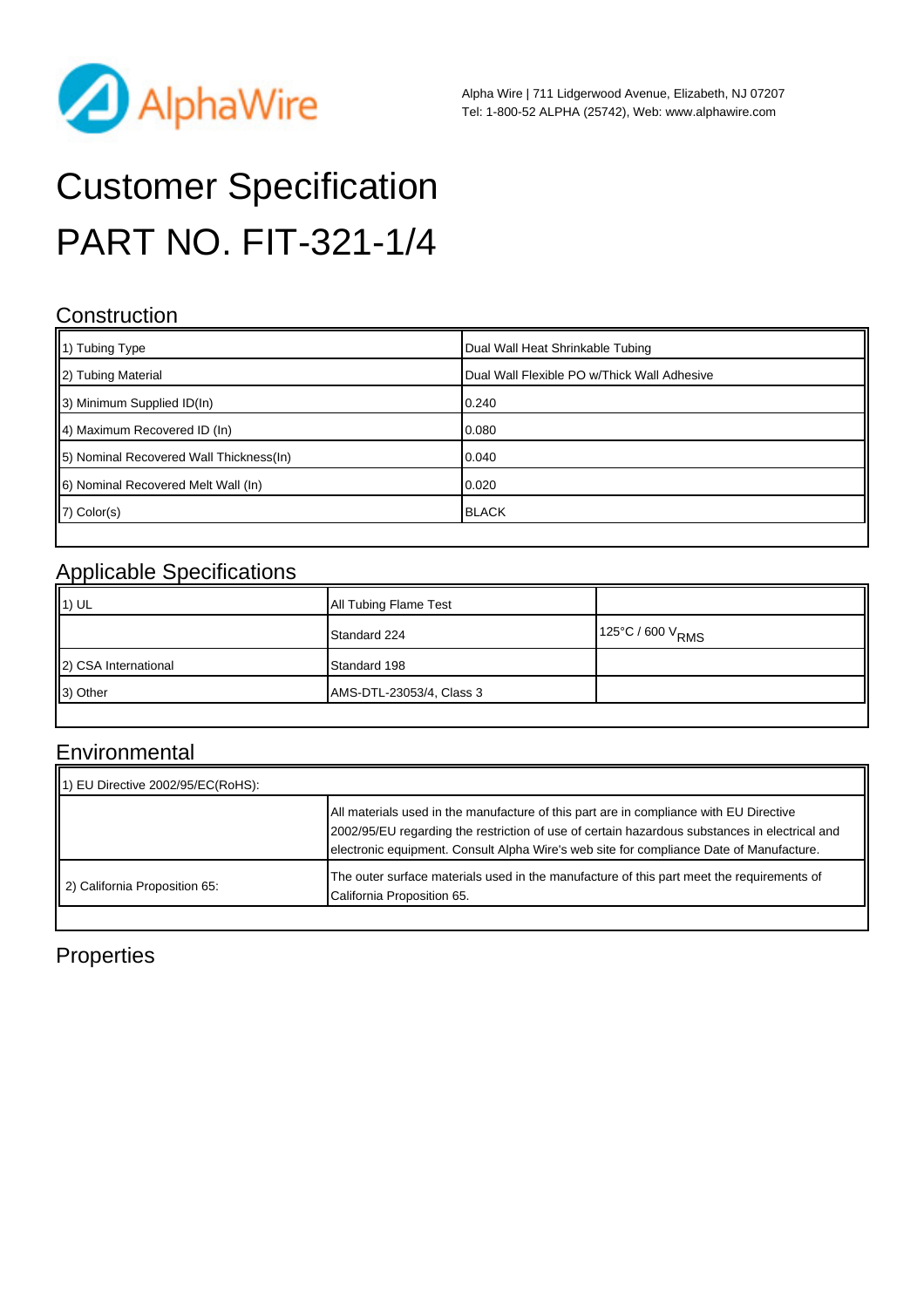AlphaWire

Alpha Wire | 711 Lidgerwood Avenue, Elizabeth, NJ 07207
Tel: 1-800-52 ALPHA (25742), Web: www.alphawire.com

# Customer Specification
# PART NO. FIT-321-1/4

## Construction

| | |
|---|---|
| 1) Tubing Type | Dual Wall Heat Shrinkable Tubing |
| 2) Tubing Material | Dual Wall Flexible PO w/Thick Wall Adhesive |
| 3) Minimum Supplied ID(In) | 0.240 |
| 4) Maximum Recovered ID (In) | 0.080 |
| 5) Nominal Recovered Wall Thickness(In) | 0.040 |
| 6) Nominal Recovered Melt Wall (In) | 0.020 |
| 7) Color(s) | BLACK |

## Applicable Specifications

| | | |
|---|---|---|
| 1) UL | All Tubing Flame Test | |
| | Standard 224 | 125°C / 600 $V_{RMS}$ |
| 2) CSA International | Standard 198 | |
| 3) Other | AMS-DTL-23053/4, Class 3 | |

## Environmental

| | |
|---|---|
| 1) EU Directive 2002/95/EC(RoHS): | |
| | All materials used in the manufacture of this part are in compliance with EU Directive 2002/95/EU regarding the restriction of use of certain hazardous substances in electrical and electronic equipment. Consult Alpha Wire's web site for compliance Date of Manufacture. |
| 2) California Proposition 65: | The outer surface materials used in the manufacture of this part meet the requirements of California Proposition 65. |

## Properties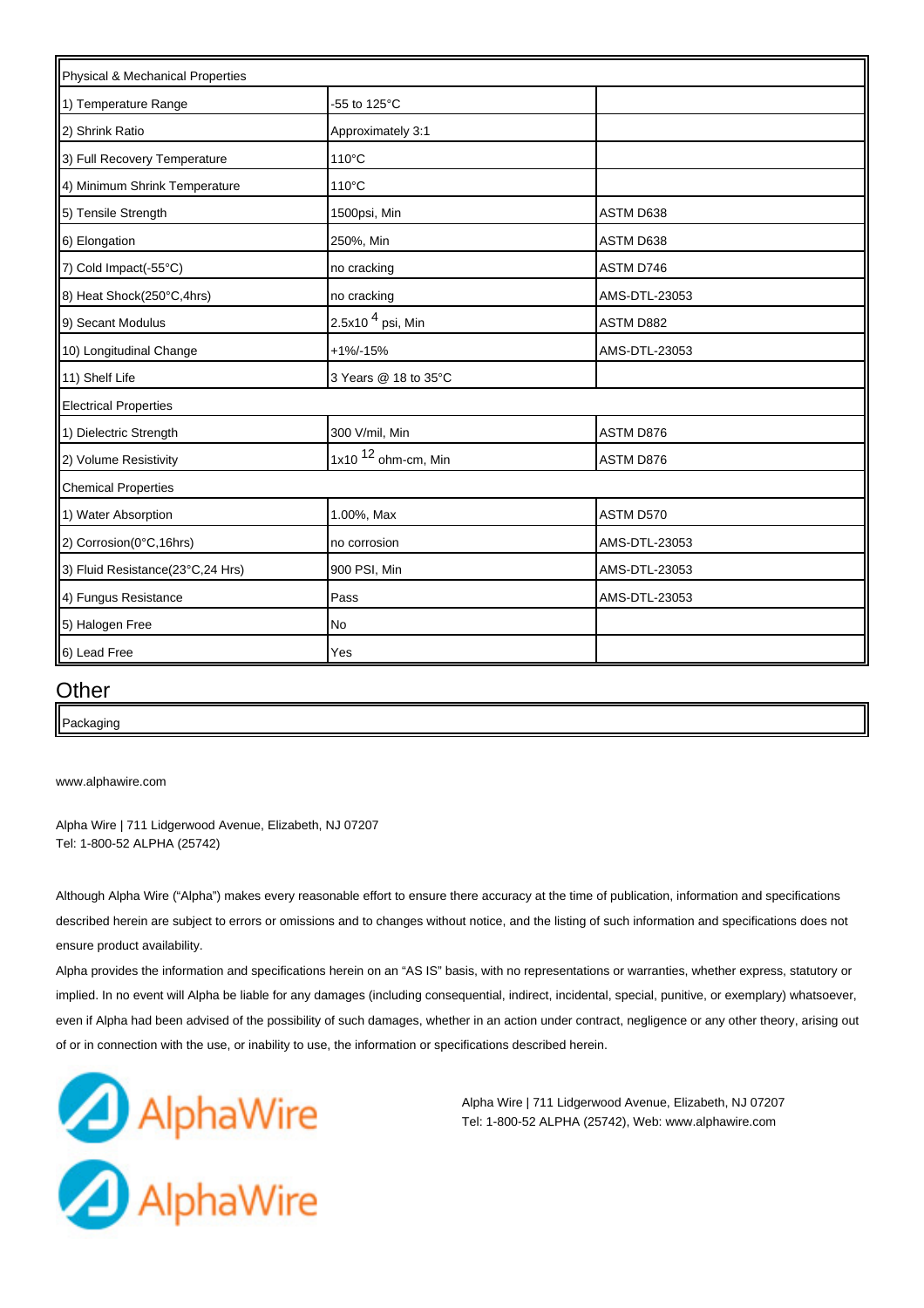| Physical & Mechanical Properties | | |
|---|---|---|
| 1) Temperature Range | -55 to 125°C | |
| 2) Shrink Ratio | Approximately 3:1 | |
| 3) Full Recovery Temperature | 110°C | |
| 4) Minimum Shrink Temperature | 110°C | |
| 5) Tensile Strength | 1500psi, Min | ASTM D638 |
| 6) Elongation | 250%, Min | ASTM D638 |
| 7) Cold Impact(-55°C) | no cracking | ASTM D746 |
| 8) Heat Shock(250°C,4hrs) | no cracking | AMS-DTL-23053 |
| 9) Secant Modulus | $2.5x10^{4}$ psi, Min | ASTM D882 |
| 10) Longitudinal Change | +1%/-15% | AMS-DTL-23053 |
| 11) Shelf Life | 3 Years @ 18 to 35°C | |
| Electrical Properties | | |
| 1) Dielectric Strength | 300 V/mil, Min | ASTM D876 |
| 2) Volume Resistivity | $1x10^{12}$ ohm-cm, Min | ASTM D876 |
| Chemical Properties | | |
| 1) Water Absorption | 1.00%, Max | ASTM D570 |
| 2) Corrosion(0°C,16hrs) | no corrosion | AMS-DTL-23053 |
| 3) Fluid Resistance(23°C,24 Hrs) | 900 PSI, Min | AMS-DTL-23053 |
| 4) Fungus Resistance | Pass | AMS-DTL-23053 |
| 5) Halogen Free | No | |
| 6) Lead Free | Yes | |

## Other

| Packaging |
|---|

www.alphawire.com

Alpha Wire | 711 Lidgerwood Avenue, Elizabeth, NJ 07207
Tel: 1-800-52 ALPHA (25742)

Although Alpha Wire ("Alpha") makes every reasonable effort to ensure there accuracy at the time of publication, information and specifications described herein are subject to errors or omissions and to changes without notice, and the listing of such information and specifications does not ensure product availability.

Alpha provides the information and specifications herein on an "AS IS" basis, with no representations or warranties, whether express, statutory or implied. In no event will Alpha be liable for any damages (including consequential, indirect, incidental, special, punitive, or exemplary) whatsoever, even if Alpha had been advised of the possibility of such damages, whether in an action under contract, negligence or any other theory, arising out of or in connection with the use, or inability to use, the information or specifications described herein.

AlphaWire

AlphaWire

Alpha Wire | 711 Lidgerwood Avenue, Elizabeth, NJ 07207
Tel: 1-800-52 ALPHA (25742), Web: www.alphawire.com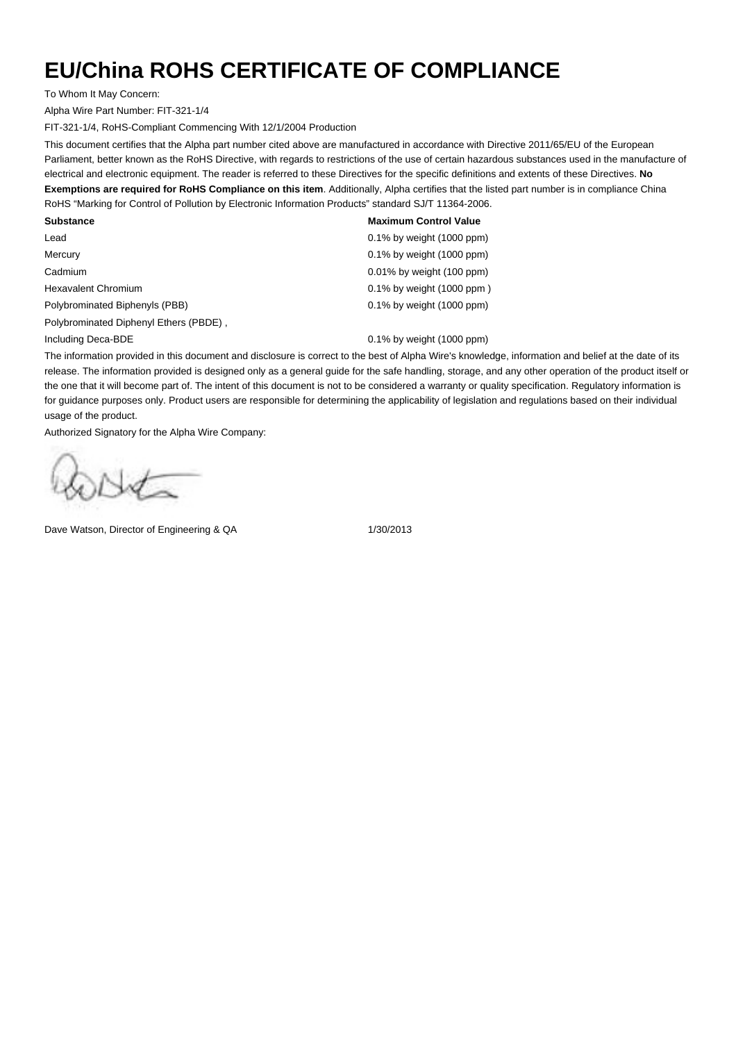# EU/China ROHS CERTIFICATE OF COMPLIANCE

To Whom It May Concern:

Alpha Wire Part Number: FIT-321-1/4

FIT-321-1/4, RoHS-Compliant Commencing With 12/1/2004 Production

This document certifies that the Alpha part number cited above are manufactured in accordance with Directive 2011/65/EU of the European Parliament, better known as the RoHS Directive, with regards to restrictions of the use of certain hazardous substances used in the manufacture of electrical and electronic equipment. The reader is referred to these Directives for the specific definitions and extents of these Directives. **No Exemptions are required for RoHS Compliance on this item**. Additionally, Alpha certifies that the listed part number is in compliance China RoHS "Marking for Control of Pollution by Electronic Information Products" standard SJ/T 11364-2006.

| **Substance** | **Maximum Control Value** |
|---|---|
| Lead | 0.1% by weight (1000 ppm) |
| Mercury | 0.1% by weight (1000 ppm) |
| Cadmium | 0.01% by weight (100 ppm) |
| Hexavalent Chromium | 0.1% by weight (1000 ppm ) |
| Polybrominated Biphenyls (PBB) | 0.1% by weight (1000 ppm) |
| Polybrominated Diphenyl Ethers (PBDE) , Including Deca-BDE | 0.1% by weight (1000 ppm) |

The information provided in this document and disclosure is correct to the best of Alpha Wire's knowledge, information and belief at the date of its release. The information provided is designed only as a general guide for the safe handling, storage, and any other operation of the product itself or the one that it will become part of. The intent of this document is not to be considered a warranty or quality specification. Regulatory information is for guidance purposes only. Product users are responsible for determining the applicability of legislation and regulations based on their individual usage of the product.

Authorized Signatory for the Alpha Wire Company:

Dave Watson, Director of Engineering & QA 1/30/2013